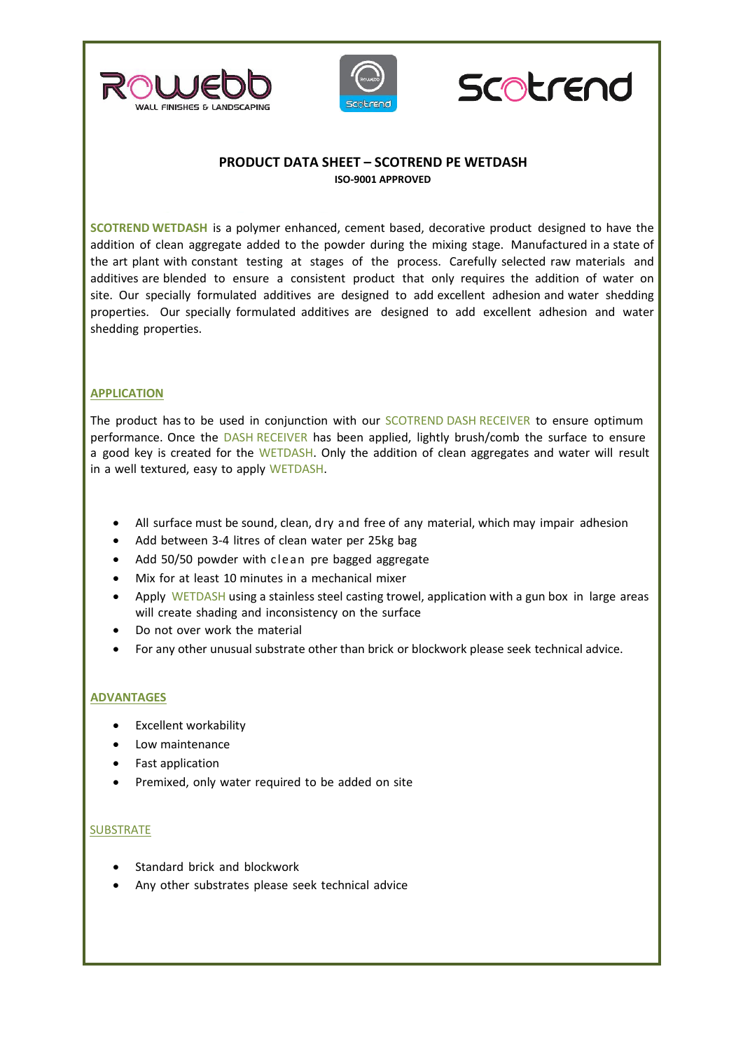# PRODUCT DATA SHEET – SCOTREND PE WETDASH

**ISO-9001 APPROVED**

**SCOTREND WETDASH** is a polymer enhanced, cement based, decorative product designed to have the addition of clean aggregate added to the powder during the mixing stage. Manufactured in a state of the art plant with constant testing at stages of the process. Carefully selected raw materials and additives are blended to ensure a consistent product that only requires the addition of water on site. Our specially formulated additives are designed to add excellent adhesion and water shedding properties. Our specially formulated additives are designed to add excellent adhesion and water shedding properties.

## APPLICATION

The product has to be used in conjunction with our SCOTREND DASH RECEIVER to ensure optimum performance. Once the DASH RECEIVER has been applied, lightly brush/comb the surface to ensure a good key is created for the WETDASH. Only the addition of clean aggregates and water will result in a well textured, easy to apply WETDASH.

- All surface must be sound, clean, dry and free of any material, which may impair adhesion
- Add between 3-4 litres of clean water per 25kg bag
- Add 50/50 powder with clean pre bagged aggregate
- Mix for at least 10 minutes in a mechanical mixer
- Apply WETDASH using a stainless steel casting trowel, application with a gun box in large areas will create shading and inconsistency on the surface
- Do not over work the material
- For any other unusual substrate other than brick or blockwork please seek technical advice.

## ADVANTAGES

- Excellent workability
- Low maintenance
- Fast application
- Premixed, only water required to be added on site

## SUBSTRATE

- Standard brick and blockwork
- Any other substrates please seek technical advice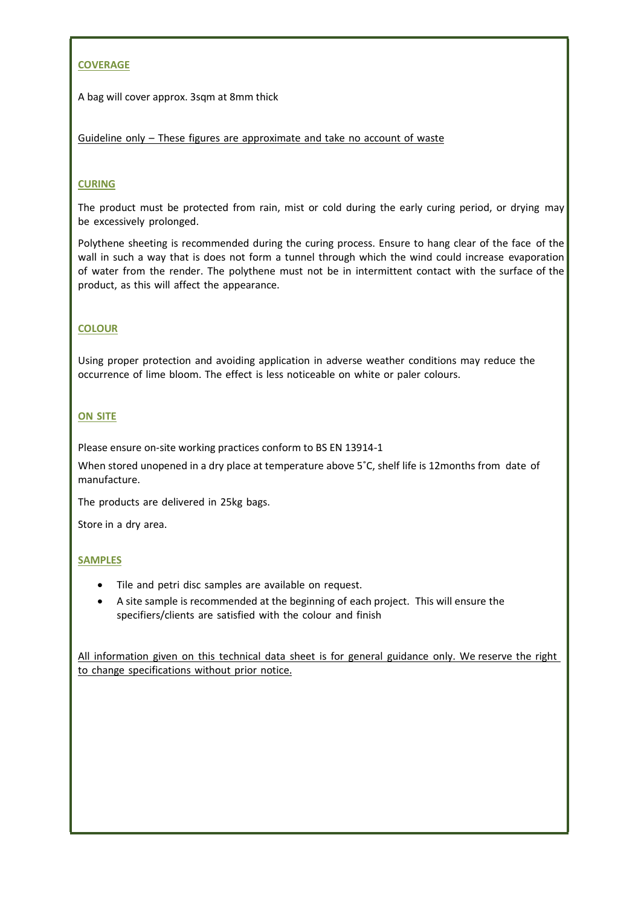## COVERAGE

A bag will cover approx. 3sqm at 8mm thick

Guideline only – These figures are approximate and take no account of waste

## CURING

The product must be protected from rain, mist or cold during the early curing period, or drying may be excessively prolonged.

Polythene sheeting is recommended during the curing process. Ensure to hang clear of the face of the wall in such a way that is does not form a tunnel through which the wind could increase evaporation of water from the render. The polythene must not be in intermittent contact with the surface of the product, as this will affect the appearance.

## COLOUR

Using proper protection and avoiding application in adverse weather conditions may reduce the occurrence of lime bloom. The effect is less noticeable on white or paler colours.

## ON SITE

Please ensure on-site working practices conform to BS EN 13914-1

When stored unopened in a dry place at temperature above 5˚C, shelf life is 12months from date of manufacture.

The products are delivered in 25kg bags.

Store in a dry area.

## SAMPLES

- Tile and petri disc samples are available on request.
- A site sample is recommended at the beginning of each project. This will ensure the specifiers/clients are satisfied with the colour and finish

All information given on this technical data sheet is for general guidance only. We reserve the right to change specifications without prior notice.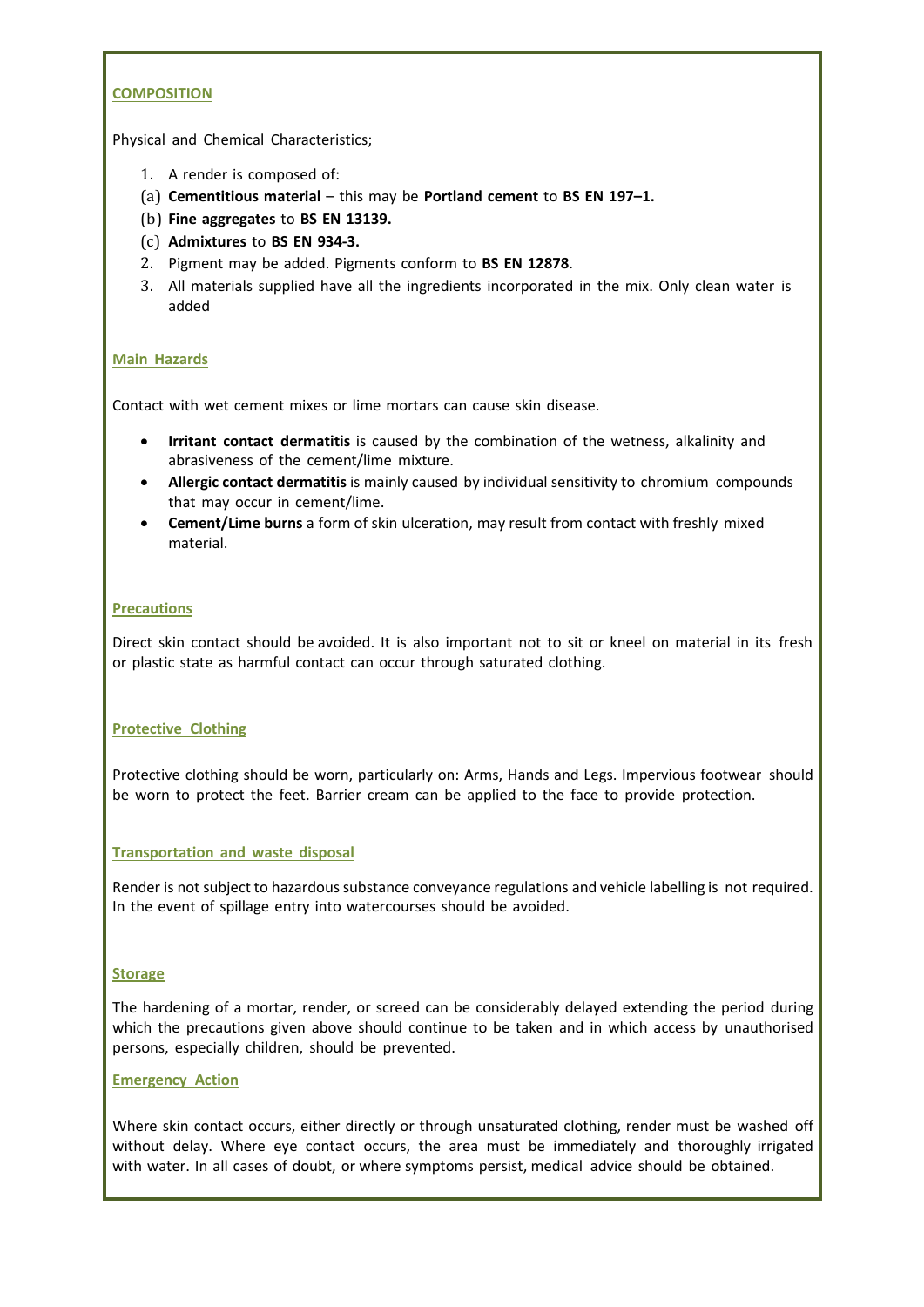## COMPOSITION

Physical and Chemical Characteristics;

1. A render is composed of:

(a) **Cementitious material** – this may be **Portland cement** to **BS EN 197–1.**

(b) **Fine aggregates** to **BS EN 13139.**

(c) **Admixtures** to **BS EN 934-3.**

2. Pigment may be added. Pigments conform to **BS EN 12878**.
3. All materials supplied have all the ingredients incorporated in the mix. Only clean water is added

## Main Hazards

Contact with wet cement mixes or lime mortars can cause skin disease.

- **Irritant contact dermatitis** is caused by the combination of the wetness, alkalinity and abrasiveness of the cement/lime mixture.
- **Allergic contact dermatitis** is mainly caused by individual sensitivity to chromium compounds that may occur in cement/lime.
- **Cement/Lime burns** a form of skin ulceration, may result from contact with freshly mixed material.

## Precautions

Direct skin contact should be avoided. It is also important not to sit or kneel on material in its fresh or plastic state as harmful contact can occur through saturated clothing.

## Protective Clothing

Protective clothing should be worn, particularly on: Arms, Hands and Legs. Impervious footwear should be worn to protect the feet. Barrier cream can be applied to the face to provide protection.

## Transportation and waste disposal

Render is not subject to hazardous substance conveyance regulations and vehicle labelling is not required. In the event of spillage entry into watercourses should be avoided.

## Storage

The hardening of a mortar, render, or screed can be considerably delayed extending the period during which the precautions given above should continue to be taken and in which access by unauthorised persons, especially children, should be prevented.

## Emergency Action

Where skin contact occurs, either directly or through unsaturated clothing, render must be washed off without delay. Where eye contact occurs, the area must be immediately and thoroughly irrigated with water. In all cases of doubt, or where symptoms persist, medical advice should be obtained.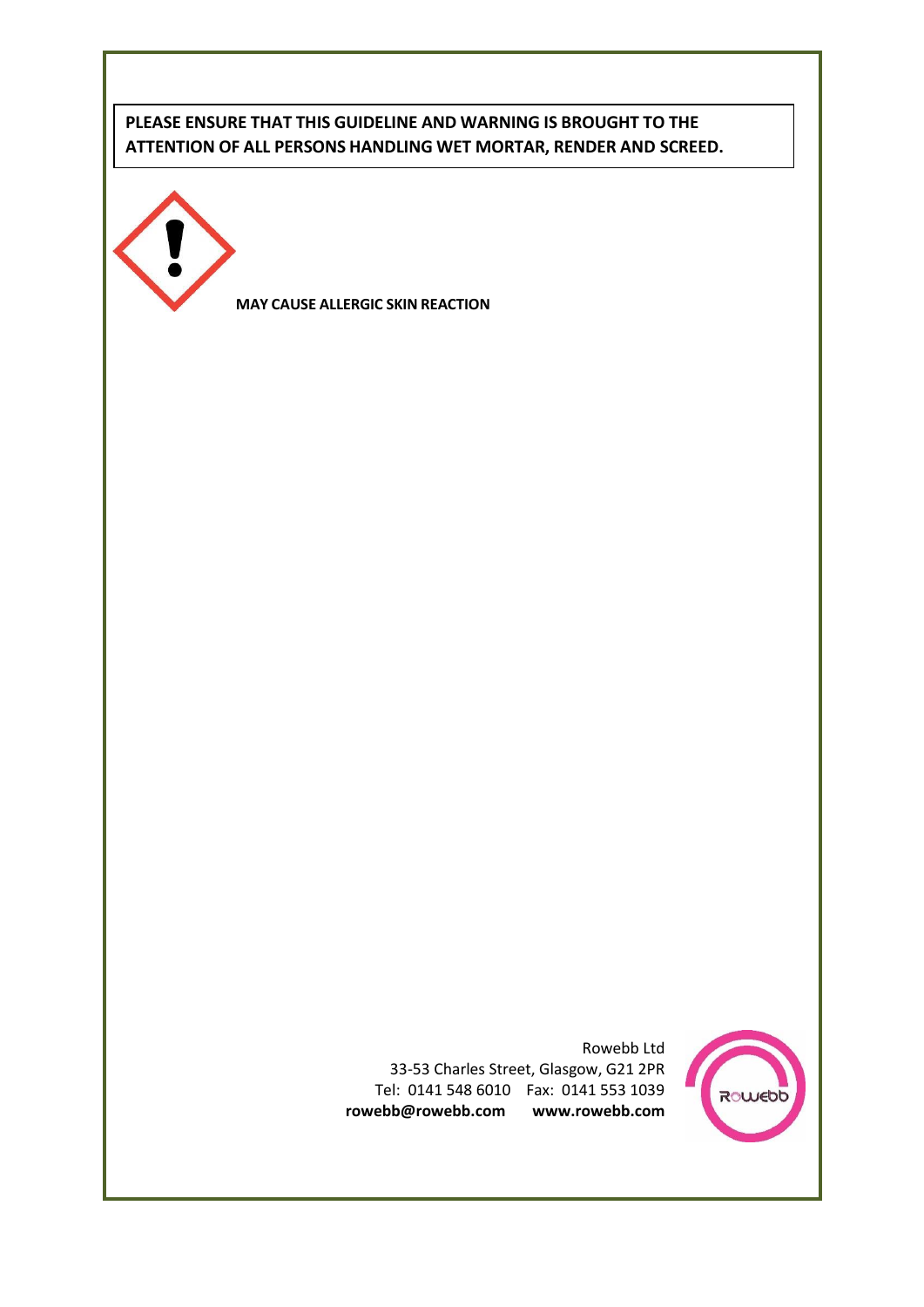**PLEASE ENSURE THAT THIS GUIDELINE AND WARNING IS BROUGHT TO THE ATTENTION OF ALL PERSONS HANDLING WET MORTAR, RENDER AND SCREED.**

**MAY CAUSE ALLERGIC SKIN REACTION**

Rowebb Ltd
33-53 Charles Street, Glasgow, G21 2PR
Tel: 0141 548 6010 Fax: 0141 553 1039
**rowebb@rowebb.com** **www.rowebb.com**